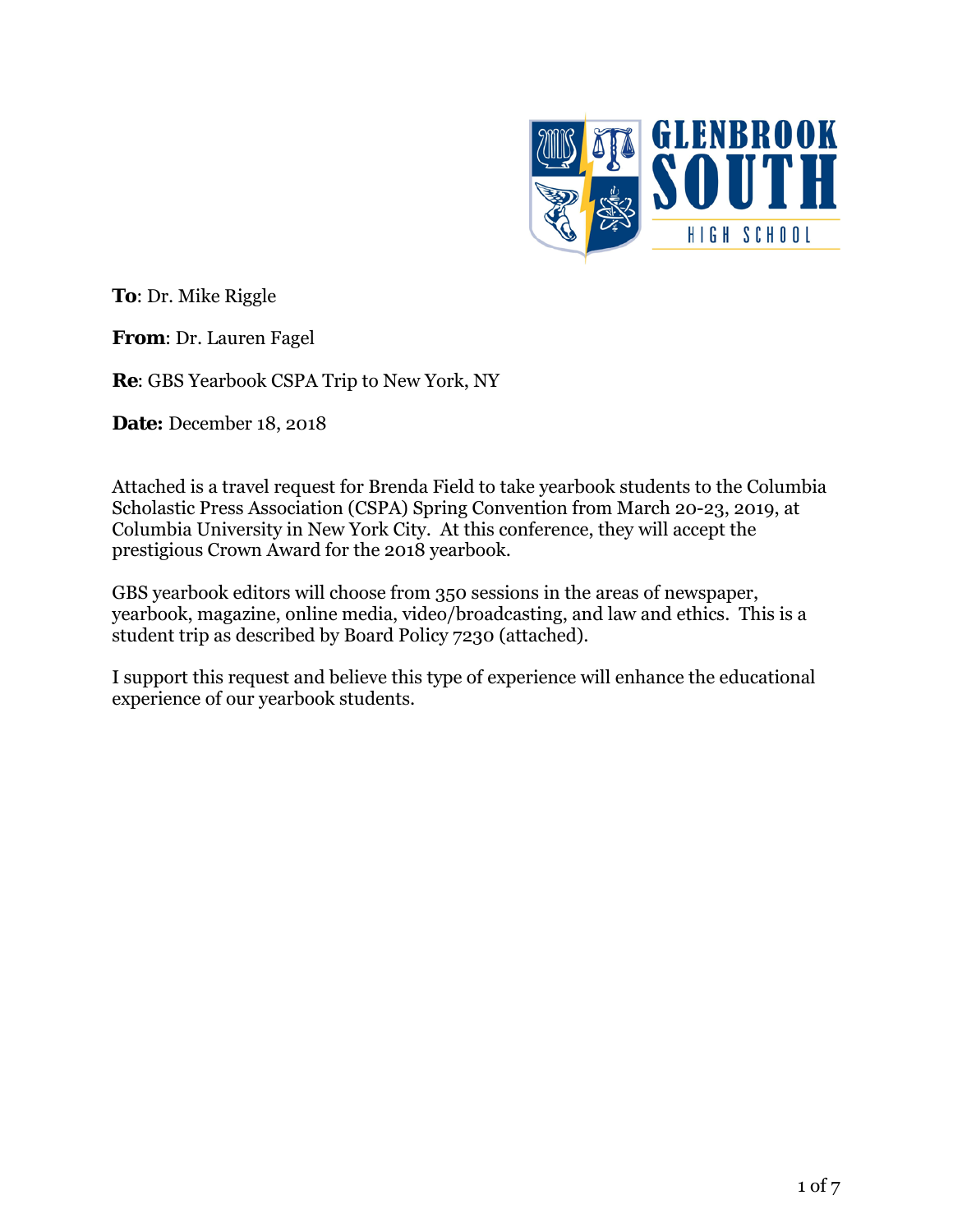**To**: Dr. Mike Riggle

**From**: Dr. Lauren Fagel

**Re**: GBS Yearbook CSPA Trip to New York, NY

**Date:** December 18, 2018

Attached is a travel request for Brenda Field to take yearbook students to the Columbia Scholastic Press Association (CSPA) Spring Convention from March 20-23, 2019, at Columbia University in New York City. At this conference, they will accept the prestigious Crown Award for the 2018 yearbook.

GBS yearbook editors will choose from 350 sessions in the areas of newspaper, yearbook, magazine, online media, video/broadcasting, and law and ethics. This is a student trip as described by Board Policy 7230 (attached).

I support this request and believe this type of experience will enhance the educational experience of our yearbook students.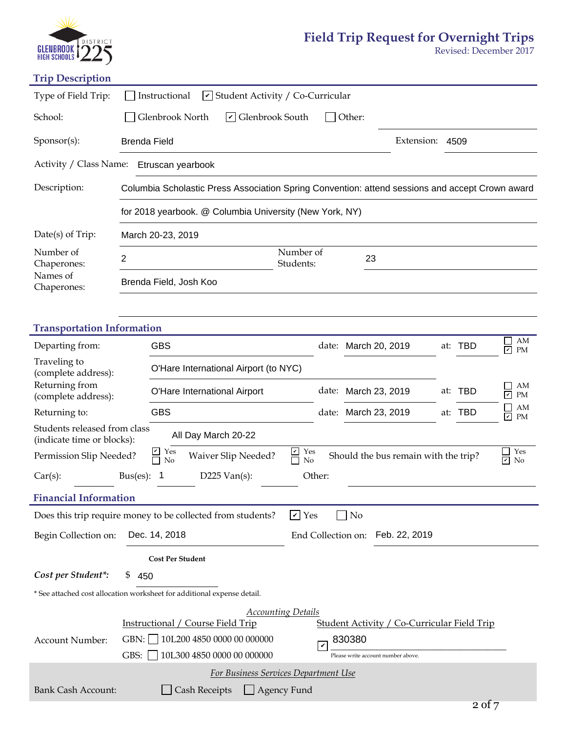GLENBROOK HIGH SCHOOLS DISTRICT 225

# Field Trip Request for Overnight Trips

Revised: December 2017

## Trip Description

Type of Field Trip: ☐ Instructional ☑ Student Activity / Co-Curricular

School: ☐ Glenbrook North ☑ Glenbrook South ☐ Other:

Sponsor(s): Brenda Field  Extension: 4509

Activity / Class Name: Etruscan yearbook

Description: Columbia Scholastic Press Association Spring Convention: attend sessions and accept Crown award for 2018 yearbook. @ Columbia University (New York, NY)

Date(s) of Trip: March 20-23, 2019

Number of Chaperones: 2  Number of Students: 23

Names of Chaperones: Brenda Field, Josh Koo

## Transportation Information

Departing from: GBS  date: March 20, 2019  at: TBD ☐ AM ☑ PM

Traveling to (complete address): O'Hare International Airport (to NYC)

Returning from (complete address): O'Hare International Airport  date: March 23, 2019  at: TBD ☐ AM ☑ PM

Returning to: GBS  date: March 23, 2019  at: TBD ☐ AM ☑ PM

Students released from class (indicate time or blocks): All Day March 20-22

Permission Slip Needed? ☑ Yes ☐ No  Waiver Slip Needed? ☑ Yes ☐ No  Should the bus remain with the trip? ☐ Yes ☑ No

Car(s):  Bus(es): 1  D225 Van(s):  Other:

## Financial Information

Does this trip require money to be collected from students? ☑ Yes ☐ No

Begin Collection on: Dec. 14, 2018  End Collection on: Feb. 22, 2019

**Cost Per Student**

***Cost per Student*:*** $ 450

* See attached cost allocation worksheet for additional expense detail.

*Accounting Details*

| | Instructional / Course Field Trip | Student Activity / Co-Curricular Field Trip |
|---|---|---|
| Account Number: | GBN: ☐ 10L200 4850 0000 00 000000 | ☑ 830380 |
| | GBS: ☐ 10L300 4850 0000 00 000000 | Please write account number above. |

*For Business Services Department Use*

Bank Cash Account: ☐ Cash Receipts ☐ Agency Fund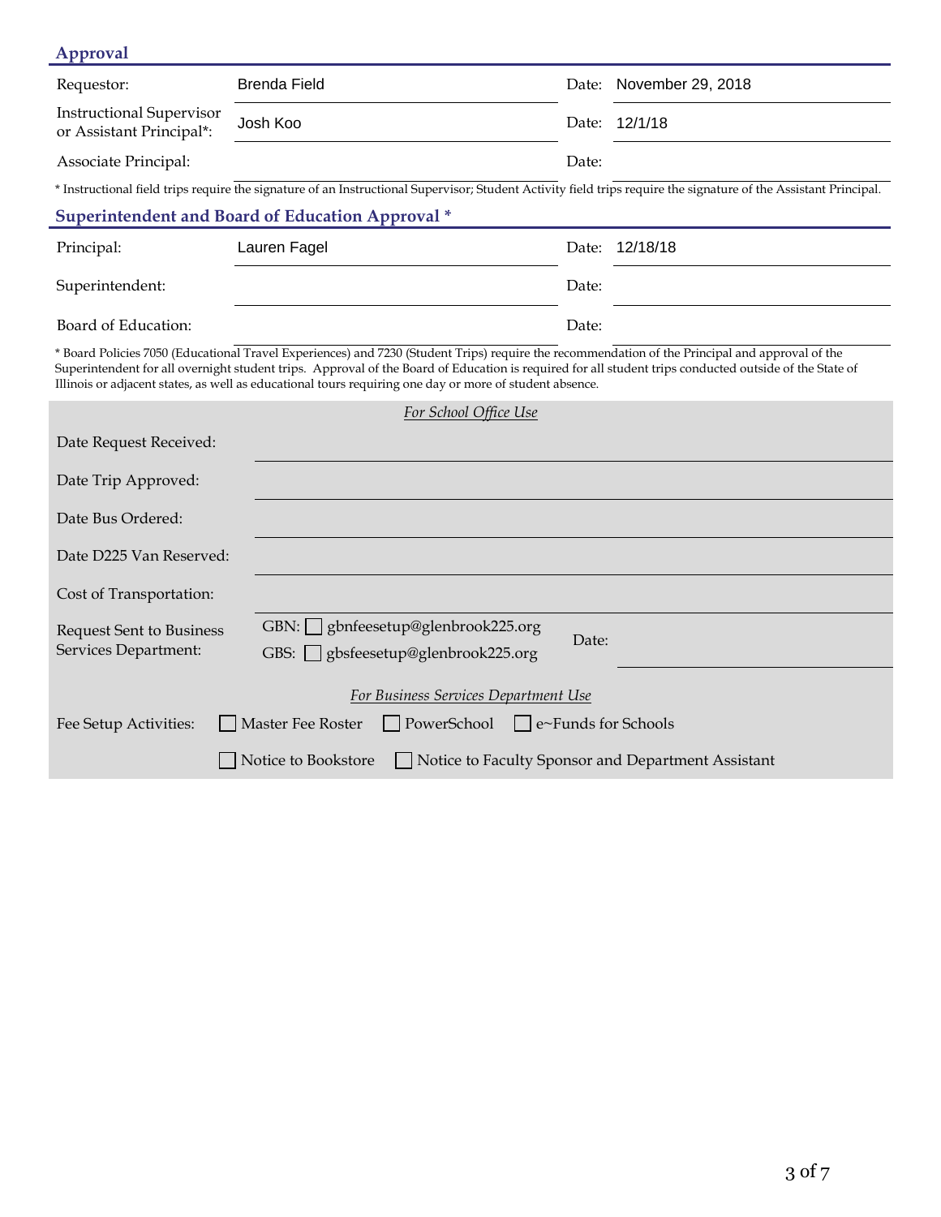## Approval

| | | | |
|---|---|---|---|
| Requestor: | Brenda Field | Date: | November 29, 2018 |
| Instructional Supervisor or Assistant Principal*: | Josh Koo | Date: | 12/1/18 |
| Associate Principal: | | Date: | |

* Instructional field trips require the signature of an Instructional Supervisor; Student Activity field trips require the signature of the Assistant Principal.

## Superintendent and Board of Education Approval *

| | | | |
|---|---|---|---|
| Principal: | Lauren Fagel | Date: | 12/18/18 |
| Superintendent: | | Date: | |
| Board of Education: | | Date: | |

* Board Policies 7050 (Educational Travel Experiences) and 7230 (Student Trips) require the recommendation of the Principal and approval of the Superintendent for all overnight student trips. Approval of the Board of Education is required for all student trips conducted outside of the State of Illinois or adjacent states, as well as educational tours requiring one day or more of student absence.

*For School Office Use*

Date Request Received:

Date Trip Approved:

Date Bus Ordered:

Date D225 Van Reserved:

Cost of Transportation:

Request Sent to Business Services Department:
- GBN: ☐ gbnfeesetup@glenbrook225.org
- GBS: ☐ gbsfeesetup@glenbrook225.org

Date:

*For Business Services Department Use*

Fee Setup Activities: ☐ Master Fee Roster ☐ PowerSchool ☐ e~Funds for Schools ☐ Notice to Bookstore ☐ Notice to Faculty Sponsor and Department Assistant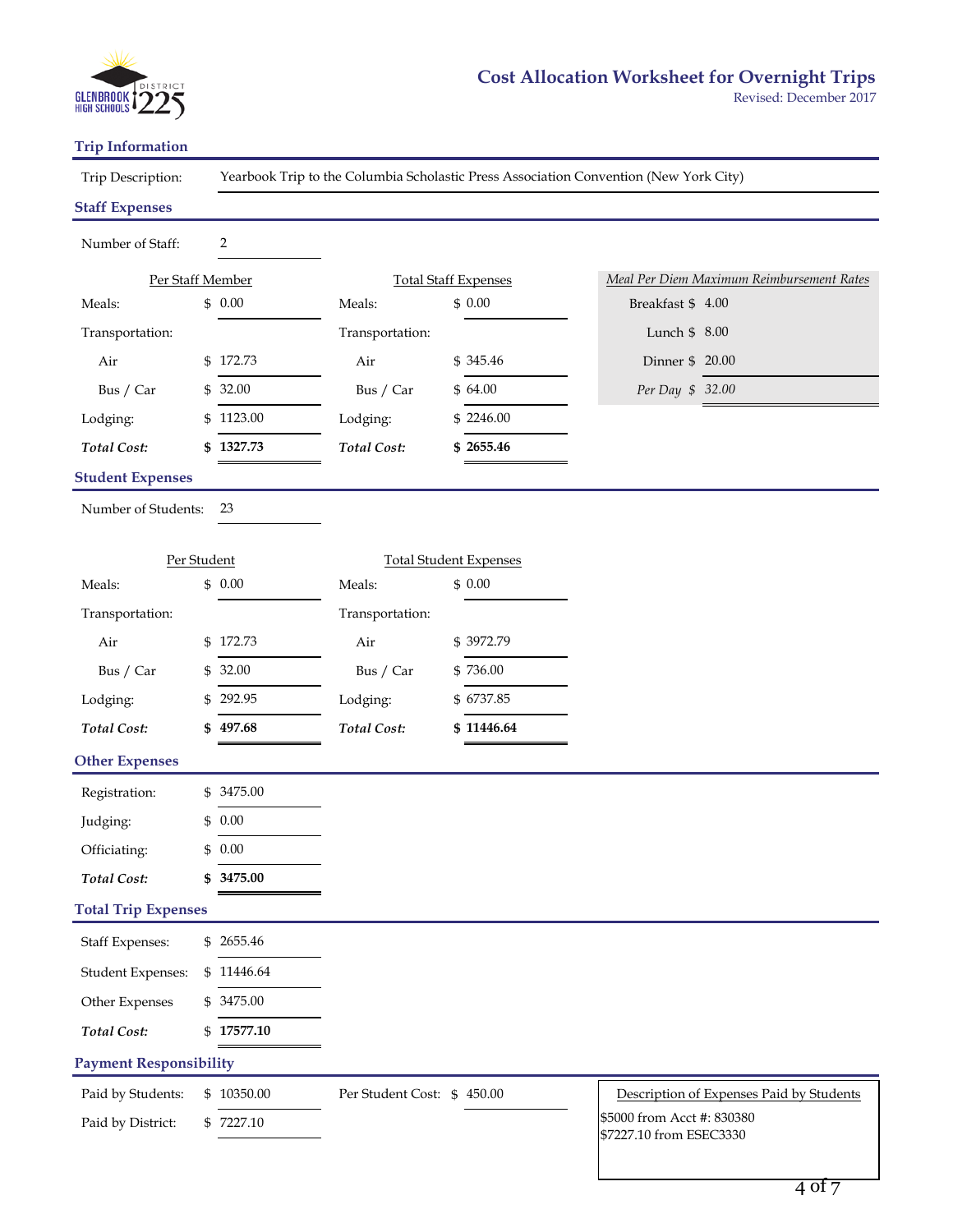# Cost Allocation Worksheet for Overnight Trips

Revised: December 2017

## Trip Information

Trip Description: Yearbook Trip to the Columbia Scholastic Press Association Convention (New York City)

## Staff Expenses

Number of Staff: 2

| Per Staff Member | | Total Staff Expenses | |
|---|---|---|---|
| Meals: | $ 0.00 | Meals: | $ 0.00 |
| Transportation: | | Transportation: | |
| Air | $ 172.73 | Air | $ 345.46 |
| Bus / Car | $ 32.00 | Bus / Car | $ 64.00 |
| Lodging: | $ 1123.00 | Lodging: | $ 2246.00 |
| ***Total Cost:*** | **$ 1327.73** | ***Total Cost:*** | **$ 2655.46** |

| *Meal Per Diem Maximum Reimbursement Rates* | |
|---|---|
| Breakfast | $ 4.00 |
| Lunch | $ 8.00 |
| Dinner | $ 20.00 |
| *Per Day* | *$ 32.00* |

## Student Expenses

Number of Students: 23

| Per Student | | Total Student Expenses | |
|---|---|---|---|
| Meals: | $ 0.00 | Meals: | $ 0.00 |
| Transportation: | | Transportation: | |
| Air | $ 172.73 | Air | $ 3972.79 |
| Bus / Car | $ 32.00 | Bus / Car | $ 736.00 |
| Lodging: | $ 292.95 | Lodging: | $ 6737.85 |
| ***Total Cost:*** | **$ 497.68** | ***Total Cost:*** | **$ 11446.64** |

## Other Expenses

| | |
|---|---|
| Registration: | $ 3475.00 |
| Judging: | $ 0.00 |
| Officiating: | $ 0.00 |
| ***Total Cost:*** | **$ 3475.00** |

## Total Trip Expenses

| | |
|---|---|
| Staff Expenses: | $ 2655.46 |
| Student Expenses: | $ 11446.64 |
| Other Expenses | $ 3475.00 |
| ***Total Cost:*** | $ **17577.10** |

## Payment Responsibility

| | |
|---|---|
| Paid by Students: | $ 10350.00 |
| Paid by District: | $ 7227.10 |

Per Student Cost: $ 450.00

Description of Expenses Paid by Students

$5000 from Acct #: 830380
$7227.10 from ESEC3330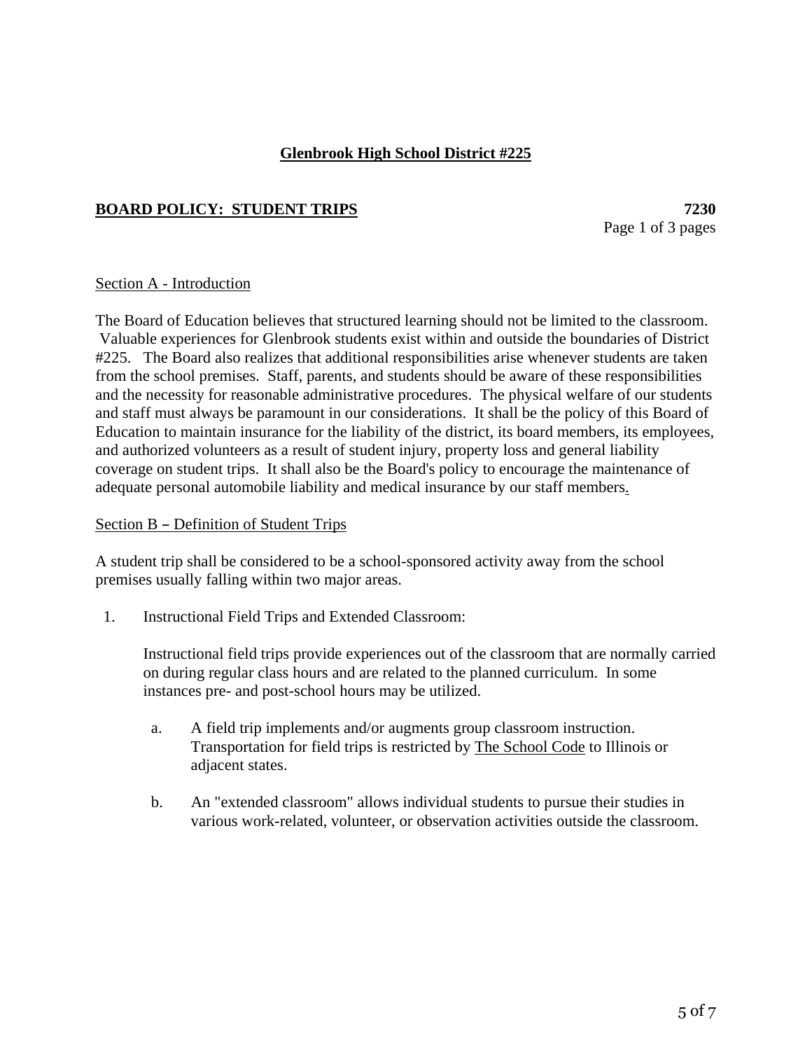**Glenbrook High School District #225**

**BOARD POLICY: STUDENT TRIPS** **7230**

Page 1 of 3 pages

Section A - Introduction

The Board of Education believes that structured learning should not be limited to the classroom. Valuable experiences for Glenbrook students exist within and outside the boundaries of District #225. The Board also realizes that additional responsibilities arise whenever students are taken from the school premises. Staff, parents, and students should be aware of these responsibilities and the necessity for reasonable administrative procedures. The physical welfare of our students and staff must always be paramount in our considerations. It shall be the policy of this Board of Education to maintain insurance for the liability of the district, its board members, its employees, and authorized volunteers as a result of student injury, property loss and general liability coverage on student trips. It shall also be the Board's policy to encourage the maintenance of adequate personal automobile liability and medical insurance by our staff members.

Section B – Definition of Student Trips

A student trip shall be considered to be a school-sponsored activity away from the school premises usually falling within two major areas.

1. Instructional Field Trips and Extended Classroom:

   Instructional field trips provide experiences out of the classroom that are normally carried on during regular class hours and are related to the planned curriculum. In some instances pre- and post-school hours may be utilized.

   a. A field trip implements and/or augments group classroom instruction. Transportation for field trips is restricted by The School Code to Illinois or adjacent states.

   b. An "extended classroom" allows individual students to pursue their studies in various work-related, volunteer, or observation activities outside the classroom.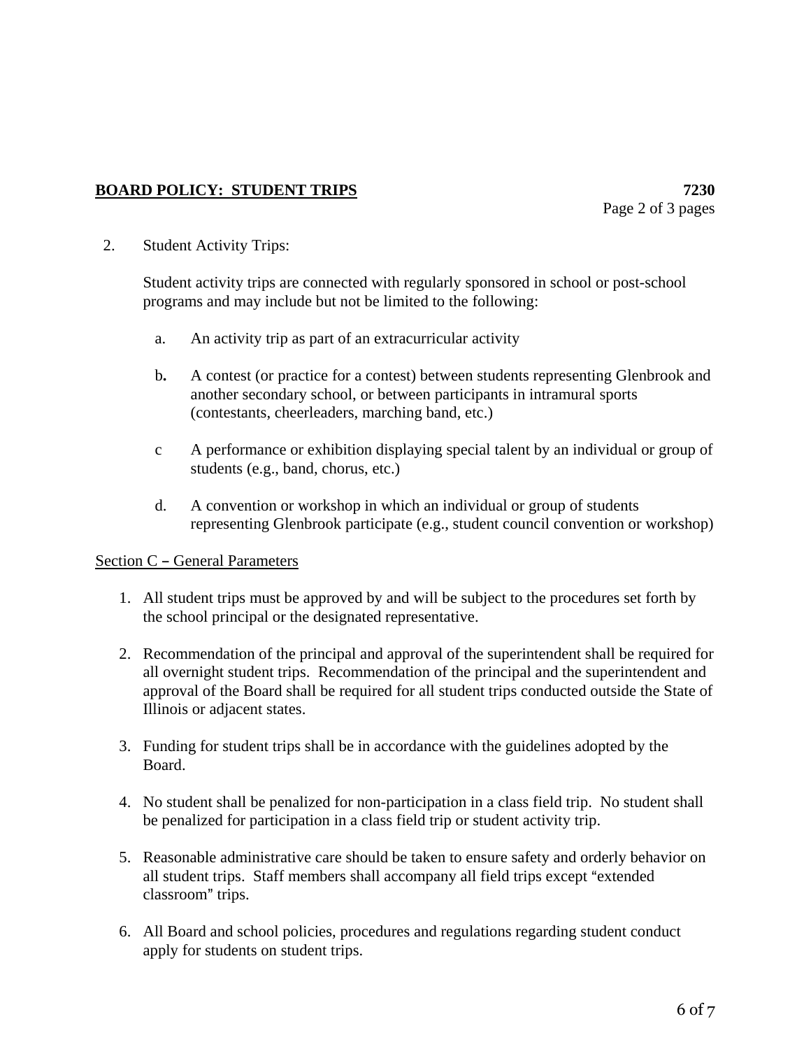**BOARD POLICY: STUDENT TRIPS** **7230**

Page 2 of 3 pages

2. Student Activity Trips:

   Student activity trips are connected with regularly sponsored in school or post-school programs and may include but not be limited to the following:

   a. An activity trip as part of an extracurricular activity

   b. A contest (or practice for a contest) between students representing Glenbrook and another secondary school, or between participants in intramural sports (contestants, cheerleaders, marching band, etc.)

   c A performance or exhibition displaying special talent by an individual or group of students (e.g., band, chorus, etc.)

   d. A convention or workshop in which an individual or group of students representing Glenbrook participate (e.g., student council convention or workshop)

Section C – General Parameters

1. All student trips must be approved by and will be subject to the procedures set forth by the school principal or the designated representative.

2. Recommendation of the principal and approval of the superintendent shall be required for all overnight student trips. Recommendation of the principal and the superintendent and approval of the Board shall be required for all student trips conducted outside the State of Illinois or adjacent states.

3. Funding for student trips shall be in accordance with the guidelines adopted by the Board.

4. No student shall be penalized for non-participation in a class field trip. No student shall be penalized for participation in a class field trip or student activity trip.

5. Reasonable administrative care should be taken to ensure safety and orderly behavior on all student trips. Staff members shall accompany all field trips except "extended classroom" trips.

6. All Board and school policies, procedures and regulations regarding student conduct apply for students on student trips.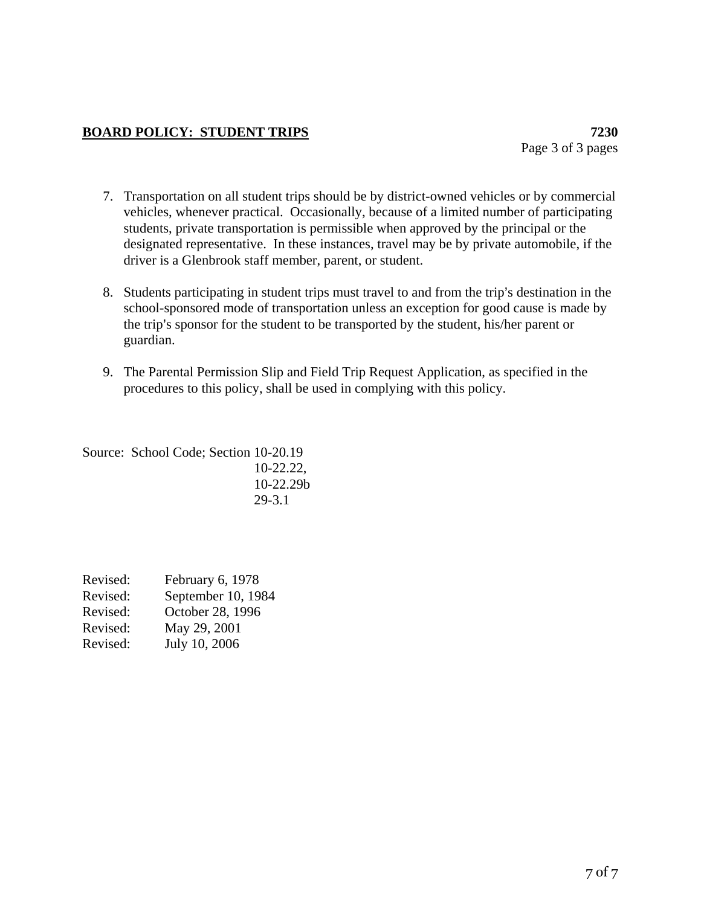**BOARD POLICY: STUDENT TRIPS** **7230**

Page 3 of 3 pages

7. Transportation on all student trips should be by district-owned vehicles or by commercial vehicles, whenever practical. Occasionally, because of a limited number of participating students, private transportation is permissible when approved by the principal or the designated representative. In these instances, travel may be by private automobile, if the driver is a Glenbrook staff member, parent, or student.

8. Students participating in student trips must travel to and from the trip's destination in the school-sponsored mode of transportation unless an exception for good cause is made by the trip's sponsor for the student to be transported by the student, his/her parent or guardian.

9. The Parental Permission Slip and Field Trip Request Application, as specified in the procedures to this policy, shall be used in complying with this policy.

Source: School Code; Section 10-20.19
10-22.22,
10-22.29b
29-3.1

Revised: February 6, 1978
Revised: September 10, 1984
Revised: October 28, 1996
Revised: May 29, 2001
Revised: July 10, 2006